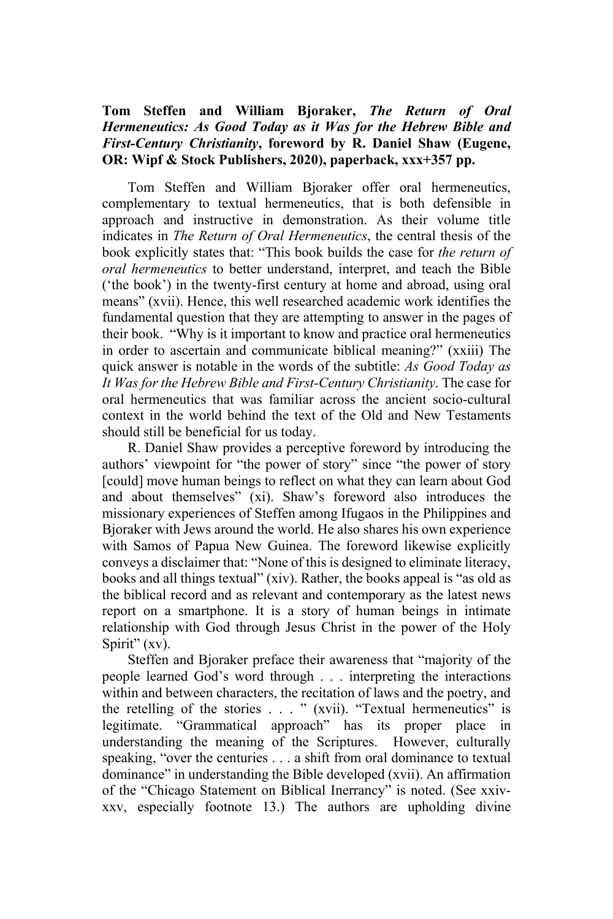**Tom Steffen and William Bjoraker, *The Return of Oral Hermeneutics: As Good Today as it Was for the Hebrew Bible and First-Century Christianity*, foreword by R. Daniel Shaw (Eugene, OR: Wipf & Stock Publishers, 2020), paperback, xxx+357 pp.**

Tom Steffen and William Bjoraker offer oral hermeneutics, complementary to textual hermeneutics, that is both defensible in approach and instructive in demonstration. As their volume title indicates in *The Return of Oral Hermeneutics*, the central thesis of the book explicitly states that: "This book builds the case for *the return of oral hermeneutics* to better understand, interpret, and teach the Bible ('the book') in the twenty-first century at home and abroad, using oral means" (xvii). Hence, this well researched academic work identifies the fundamental question that they are attempting to answer in the pages of their book. "Why is it important to know and practice oral hermeneutics in order to ascertain and communicate biblical meaning?" (xxiii) The quick answer is notable in the words of the subtitle: *As Good Today as It Was for the Hebrew Bible and First-Century Christianity*. The case for oral hermeneutics that was familiar across the ancient socio-cultural context in the world behind the text of the Old and New Testaments should still be beneficial for us today.

R. Daniel Shaw provides a perceptive foreword by introducing the authors' viewpoint for "the power of story" since "the power of story [could] move human beings to reflect on what they can learn about God and about themselves" (xi). Shaw's foreword also introduces the missionary experiences of Steffen among Ifugaos in the Philippines and Bjoraker with Jews around the world. He also shares his own experience with Samos of Papua New Guinea. The foreword likewise explicitly conveys a disclaimer that: "None of this is designed to eliminate literacy, books and all things textual" (xiv). Rather, the books appeal is "as old as the biblical record and as relevant and contemporary as the latest news report on a smartphone. It is a story of human beings in intimate relationship with God through Jesus Christ in the power of the Holy Spirit" (xv).

Steffen and Bjoraker preface their awareness that "majority of the people learned God's word through . . . interpreting the interactions within and between characters, the recitation of laws and the poetry, and the retelling of the stories . . . " (xvii). "Textual hermeneutics" is legitimate. "Grammatical approach" has its proper place in understanding the meaning of the Scriptures. However, culturally speaking, "over the centuries . . . a shift from oral dominance to textual dominance" in understanding the Bible developed (xvii). An affirmation of the "Chicago Statement on Biblical Inerrancy" is noted. (See xxiv-xxv, especially footnote 13.) The authors are upholding divine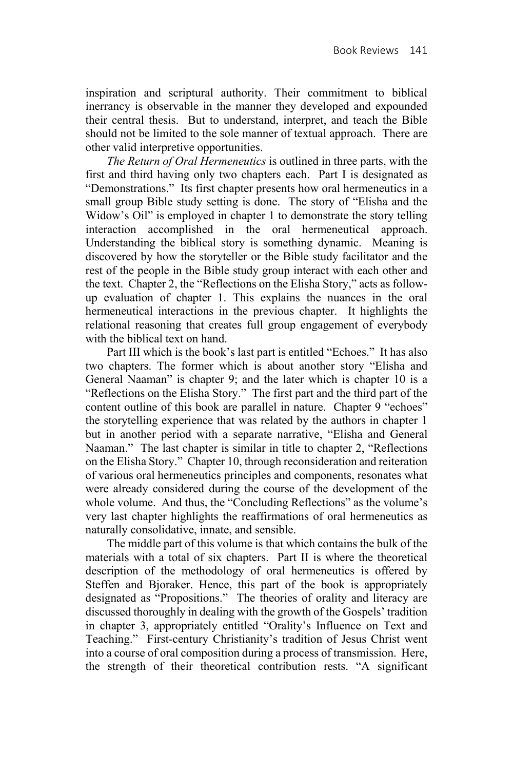inspiration and scriptural authority. Their commitment to biblical inerrancy is observable in the manner they developed and expounded their central thesis. But to understand, interpret, and teach the Bible should not be limited to the sole manner of textual approach. There are other valid interpretive opportunities.

*The Return of Oral Hermeneutics* is outlined in three parts, with the first and third having only two chapters each. Part I is designated as "Demonstrations." Its first chapter presents how oral hermeneutics in a small group Bible study setting is done. The story of "Elisha and the Widow's Oil" is employed in chapter 1 to demonstrate the story telling interaction accomplished in the oral hermeneutical approach. Understanding the biblical story is something dynamic. Meaning is discovered by how the storyteller or the Bible study facilitator and the rest of the people in the Bible study group interact with each other and the text. Chapter 2, the "Reflections on the Elisha Story," acts as follow-up evaluation of chapter 1. This explains the nuances in the oral hermeneutical interactions in the previous chapter. It highlights the relational reasoning that creates full group engagement of everybody with the biblical text on hand.

Part III which is the book's last part is entitled "Echoes." It has also two chapters. The former which is about another story "Elisha and General Naaman" is chapter 9; and the later which is chapter 10 is a "Reflections on the Elisha Story." The first part and the third part of the content outline of this book are parallel in nature. Chapter 9 "echoes" the storytelling experience that was related by the authors in chapter 1 but in another period with a separate narrative, "Elisha and General Naaman." The last chapter is similar in title to chapter 2, "Reflections on the Elisha Story." Chapter 10, through reconsideration and reiteration of various oral hermeneutics principles and components, resonates what were already considered during the course of the development of the whole volume. And thus, the "Concluding Reflections" as the volume's very last chapter highlights the reaffirmations of oral hermeneutics as naturally consolidative, innate, and sensible.

The middle part of this volume is that which contains the bulk of the materials with a total of six chapters. Part II is where the theoretical description of the methodology of oral hermeneutics is offered by Steffen and Bjoraker. Hence, this part of the book is appropriately designated as "Propositions." The theories of orality and literacy are discussed thoroughly in dealing with the growth of the Gospels' tradition in chapter 3, appropriately entitled "Orality's Influence on Text and Teaching." First-century Christianity's tradition of Jesus Christ went into a course of oral composition during a process of transmission. Here, the strength of their theoretical contribution rests. "A significant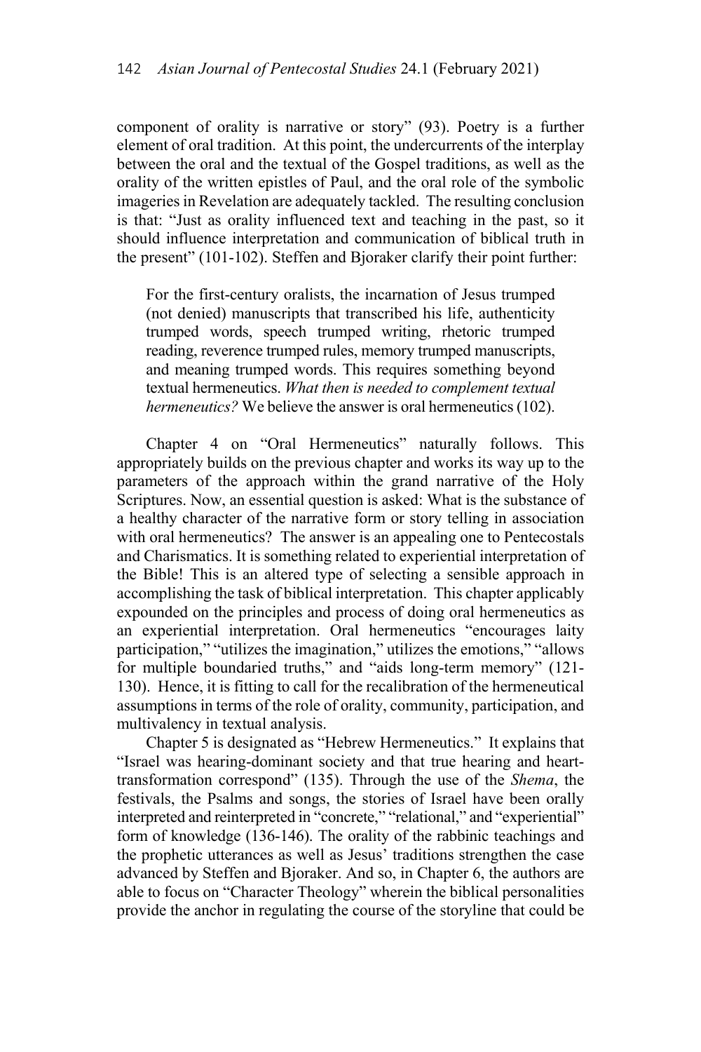component of orality is narrative or story" (93). Poetry is a further element of oral tradition. At this point, the undercurrents of the interplay between the oral and the textual of the Gospel traditions, as well as the orality of the written epistles of Paul, and the oral role of the symbolic imageries in Revelation are adequately tackled. The resulting conclusion is that: "Just as orality influenced text and teaching in the past, so it should influence interpretation and communication of biblical truth in the present" (101-102). Steffen and Bjoraker clarify their point further:

> For the first-century oralists, the incarnation of Jesus trumped (not denied) manuscripts that transcribed his life, authenticity trumped words, speech trumped writing, rhetoric trumped reading, reverence trumped rules, memory trumped manuscripts, and meaning trumped words. This requires something beyond textual hermeneutics. *What then is needed to complement textual hermeneutics?* We believe the answer is oral hermeneutics (102).

Chapter 4 on "Oral Hermeneutics" naturally follows. This appropriately builds on the previous chapter and works its way up to the parameters of the approach within the grand narrative of the Holy Scriptures. Now, an essential question is asked: What is the substance of a healthy character of the narrative form or story telling in association with oral hermeneutics? The answer is an appealing one to Pentecostals and Charismatics. It is something related to experiential interpretation of the Bible! This is an altered type of selecting a sensible approach in accomplishing the task of biblical interpretation. This chapter applicably expounded on the principles and process of doing oral hermeneutics as an experiential interpretation. Oral hermeneutics "encourages laity participation," "utilizes the imagination," utilizes the emotions," "allows for multiple boundaried truths," and "aids long-term memory" (121-130). Hence, it is fitting to call for the recalibration of the hermeneutical assumptions in terms of the role of orality, community, participation, and multivalency in textual analysis.

Chapter 5 is designated as "Hebrew Hermeneutics." It explains that "Israel was hearing-dominant society and that true hearing and heart-transformation correspond" (135). Through the use of the *Shema*, the festivals, the Psalms and songs, the stories of Israel have been orally interpreted and reinterpreted in "concrete," "relational," and "experiential" form of knowledge (136-146). The orality of the rabbinic teachings and the prophetic utterances as well as Jesus' traditions strengthen the case advanced by Steffen and Bjoraker. And so, in Chapter 6, the authors are able to focus on "Character Theology" wherein the biblical personalities provide the anchor in regulating the course of the storyline that could be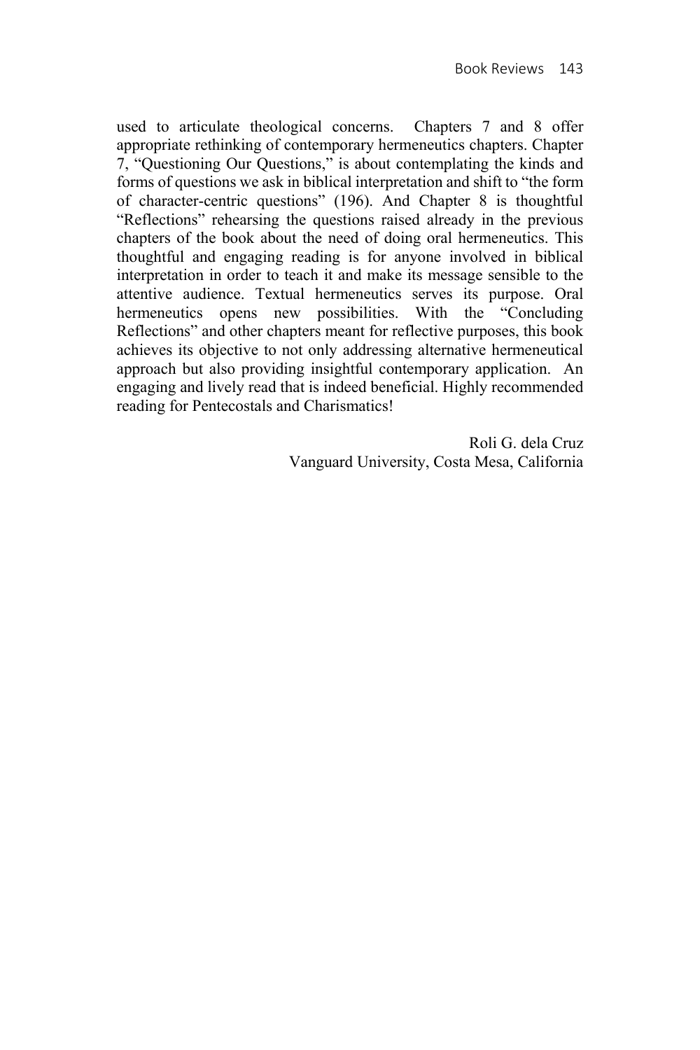used to articulate theological concerns. Chapters 7 and 8 offer appropriate rethinking of contemporary hermeneutics chapters. Chapter 7, "Questioning Our Questions," is about contemplating the kinds and forms of questions we ask in biblical interpretation and shift to "the form of character-centric questions" (196). And Chapter 8 is thoughtful "Reflections" rehearsing the questions raised already in the previous chapters of the book about the need of doing oral hermeneutics. This thoughtful and engaging reading is for anyone involved in biblical interpretation in order to teach it and make its message sensible to the attentive audience. Textual hermeneutics serves its purpose. Oral hermeneutics opens new possibilities. With the "Concluding Reflections" and other chapters meant for reflective purposes, this book achieves its objective to not only addressing alternative hermeneutical approach but also providing insightful contemporary application. An engaging and lively read that is indeed beneficial. Highly recommended reading for Pentecostals and Charismatics!

Roli G. dela Cruz
Vanguard University, Costa Mesa, California